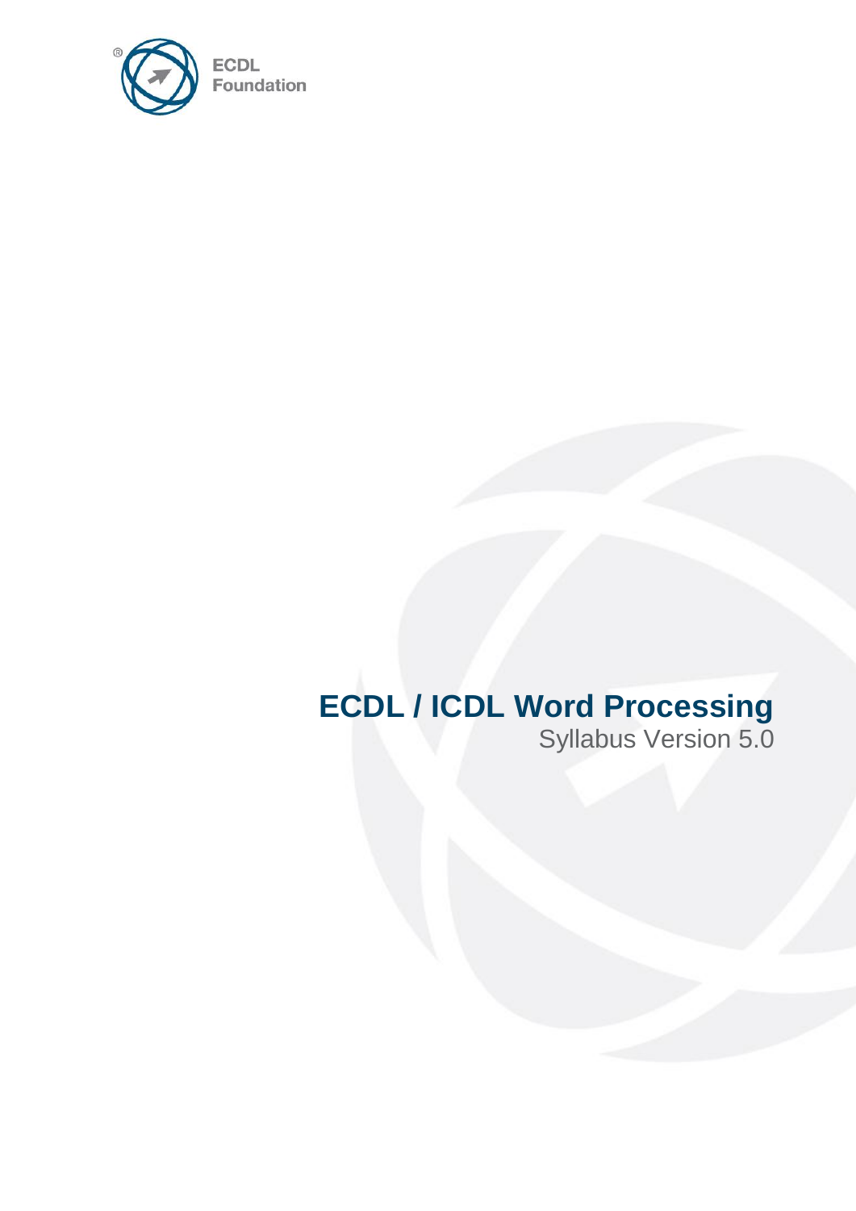ECDL Foundation

# ECDL / ICDL Word Processing

Syllabus Version 5.0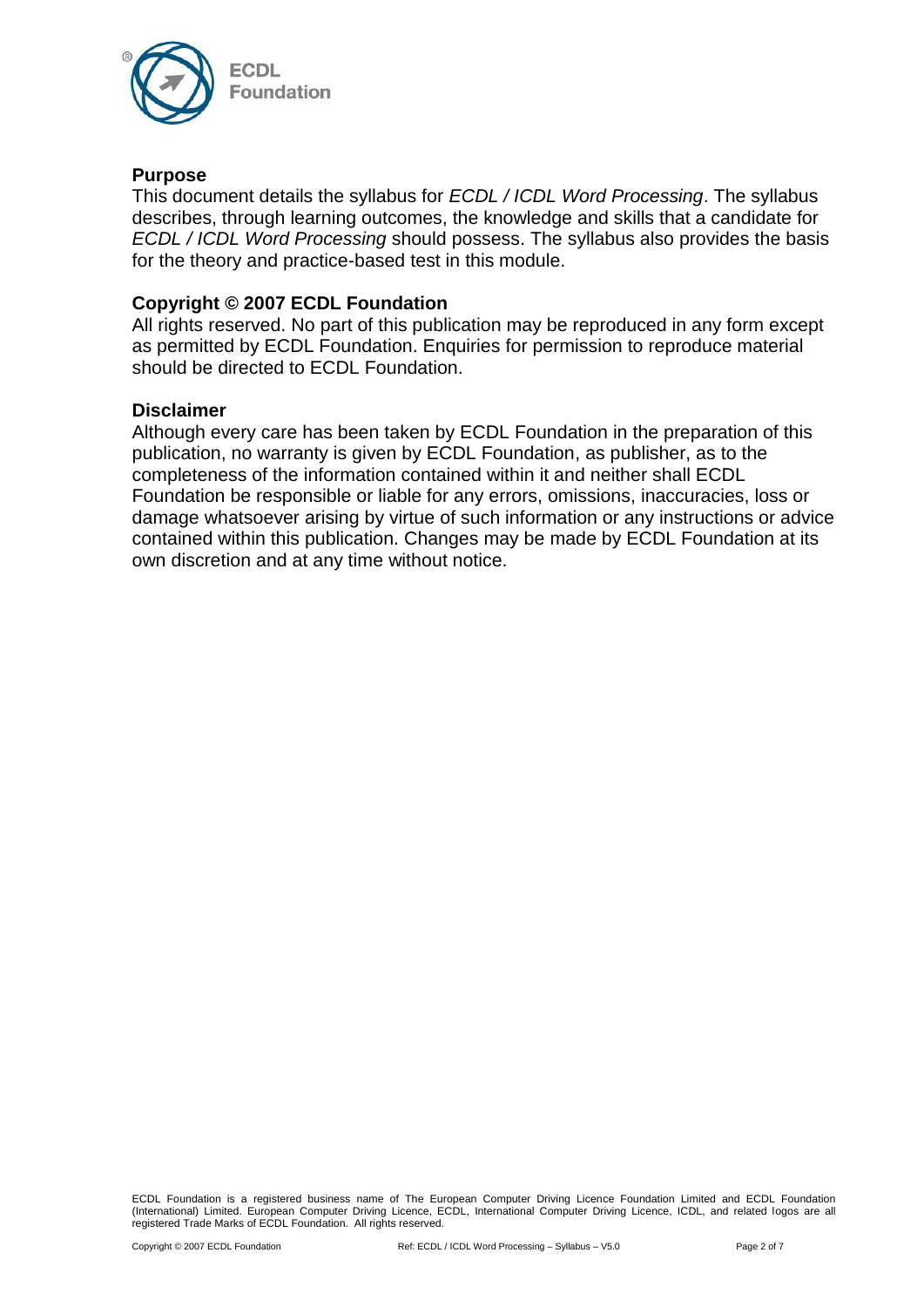## Purpose

This document details the syllabus for *ECDL / ICDL Word Processing*. The syllabus describes, through learning outcomes, the knowledge and skills that a candidate for *ECDL / ICDL Word Processing* should possess. The syllabus also provides the basis for the theory and practice-based test in this module.

## Copyright © 2007 ECDL Foundation

All rights reserved. No part of this publication may be reproduced in any form except as permitted by ECDL Foundation. Enquiries for permission to reproduce material should be directed to ECDL Foundation.

## Disclaimer

Although every care has been taken by ECDL Foundation in the preparation of this publication, no warranty is given by ECDL Foundation, as publisher, as to the completeness of the information contained within it and neither shall ECDL Foundation be responsible or liable for any errors, omissions, inaccuracies, loss or damage whatsoever arising by virtue of such information or any instructions or advice contained within this publication. Changes may be made by ECDL Foundation at its own discretion and at any time without notice.

ECDL Foundation is a registered business name of The European Computer Driving Licence Foundation Limited and ECDL Foundation (International) Limited. European Computer Driving Licence, ECDL, International Computer Driving Licence, ICDL, and related logos are all registered Trade Marks of ECDL Foundation. All rights reserved.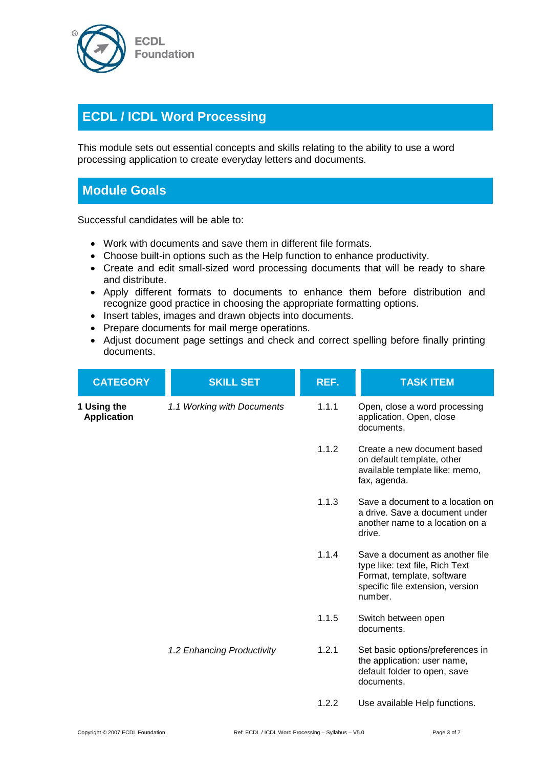# ECDL / ICDL Word Processing

This module sets out essential concepts and skills relating to the ability to use a word processing application to create everyday letters and documents.

## Module Goals

Successful candidates will be able to:

- Work with documents and save them in different file formats.
- Choose built-in options such as the Help function to enhance productivity.
- Create and edit small-sized word processing documents that will be ready to share and distribute.
- Apply different formats to documents to enhance them before distribution and recognize good practice in choosing the appropriate formatting options.
- Insert tables, images and drawn objects into documents.
- Prepare documents for mail merge operations.
- Adjust document page settings and check and correct spelling before finally printing documents.

| CATEGORY | SKILL SET | REF. | TASK ITEM |
|---|---|---|---|
| **1 Using the Application** | *1.1 Working with Documents* | 1.1.1 | Open, close a word processing application. Open, close documents. |
| | | 1.1.2 | Create a new document based on default template, other available template like: memo, fax, agenda. |
| | | 1.1.3 | Save a document to a location on a drive. Save a document under another name to a location on a drive. |
| | | 1.1.4 | Save a document as another file type like: text file, Rich Text Format, template, software specific file extension, version number. |
| | | 1.1.5 | Switch between open documents. |
| | *1.2 Enhancing Productivity* | 1.2.1 | Set basic options/preferences in the application: user name, default folder to open, save documents. |
| | | 1.2.2 | Use available Help functions. |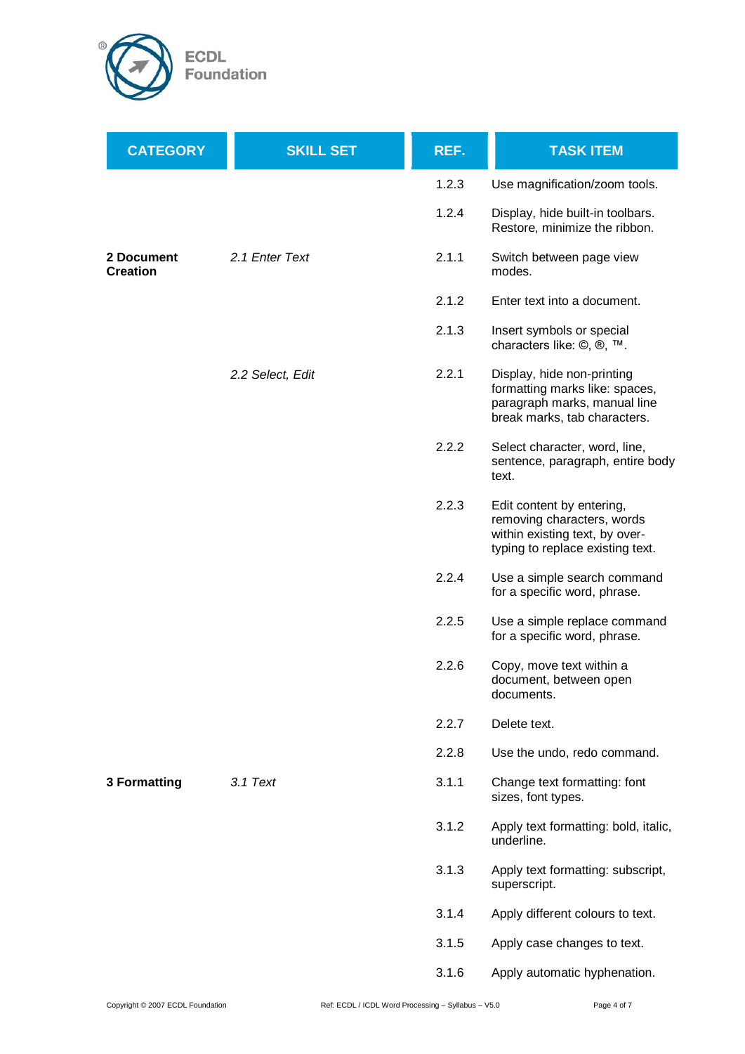| CATEGORY | SKILL SET | REF. | TASK ITEM |
|---|---|---|---|
| | | 1.2.3 | Use magnification/zoom tools. |
| | | 1.2.4 | Display, hide built-in toolbars. Restore, minimize the ribbon. |
| **2 Document Creation** | *2.1 Enter Text* | 2.1.1 | Switch between page view modes. |
| | | 2.1.2 | Enter text into a document. |
| | | 2.1.3 | Insert symbols or special characters like: ©, ®, ™. |
| | *2.2 Select, Edit* | 2.2.1 | Display, hide non-printing formatting marks like: spaces, paragraph marks, manual line break marks, tab characters. |
| | | 2.2.2 | Select character, word, line, sentence, paragraph, entire body text. |
| | | 2.2.3 | Edit content by entering, removing characters, words within existing text, by over-typing to replace existing text. |
| | | 2.2.4 | Use a simple search command for a specific word, phrase. |
| | | 2.2.5 | Use a simple replace command for a specific word, phrase. |
| | | 2.2.6 | Copy, move text within a document, between open documents. |
| | | 2.2.7 | Delete text. |
| | | 2.2.8 | Use the undo, redo command. |
| **3 Formatting** | *3.1 Text* | 3.1.1 | Change text formatting: font sizes, font types. |
| | | 3.1.2 | Apply text formatting: bold, italic, underline. |
| | | 3.1.3 | Apply text formatting: subscript, superscript. |
| | | 3.1.4 | Apply different colours to text. |
| | | 3.1.5 | Apply case changes to text. |
| | | 3.1.6 | Apply automatic hyphenation. |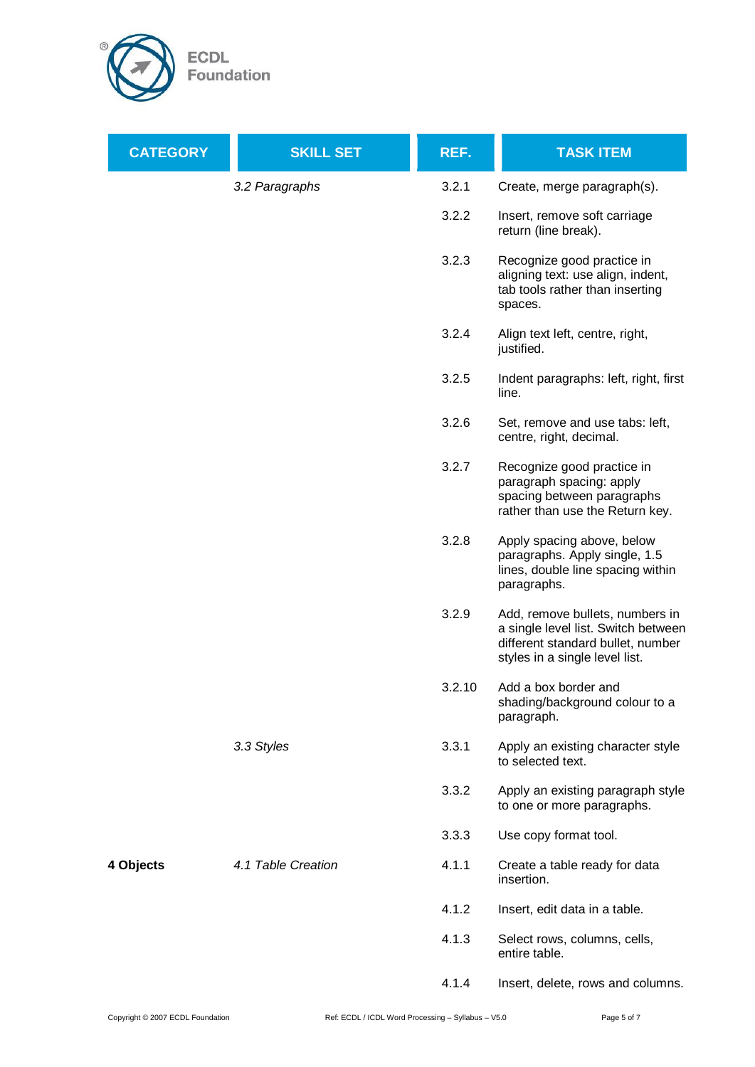| CATEGORY | SKILL SET | REF. | TASK ITEM |
|---|---|---|---|
| | *3.2 Paragraphs* | 3.2.1 | Create, merge paragraph(s). |
| | | 3.2.2 | Insert, remove soft carriage return (line break). |
| | | 3.2.3 | Recognize good practice in aligning text: use align, indent, tab tools rather than inserting spaces. |
| | | 3.2.4 | Align text left, centre, right, justified. |
| | | 3.2.5 | Indent paragraphs: left, right, first line. |
| | | 3.2.6 | Set, remove and use tabs: left, centre, right, decimal. |
| | | 3.2.7 | Recognize good practice in paragraph spacing: apply spacing between paragraphs rather than use the Return key. |
| | | 3.2.8 | Apply spacing above, below paragraphs. Apply single, 1.5 lines, double line spacing within paragraphs. |
| | | 3.2.9 | Add, remove bullets, numbers in a single level list. Switch between different standard bullet, number styles in a single level list. |
| | | 3.2.10 | Add a box border and shading/background colour to a paragraph. |
| | *3.3 Styles* | 3.3.1 | Apply an existing character style to selected text. |
| | | 3.3.2 | Apply an existing paragraph style to one or more paragraphs. |
| | | 3.3.3 | Use copy format tool. |
| **4 Objects** | *4.1 Table Creation* | 4.1.1 | Create a table ready for data insertion. |
| | | 4.1.2 | Insert, edit data in a table. |
| | | 4.1.3 | Select rows, columns, cells, entire table. |
| | | 4.1.4 | Insert, delete, rows and columns. |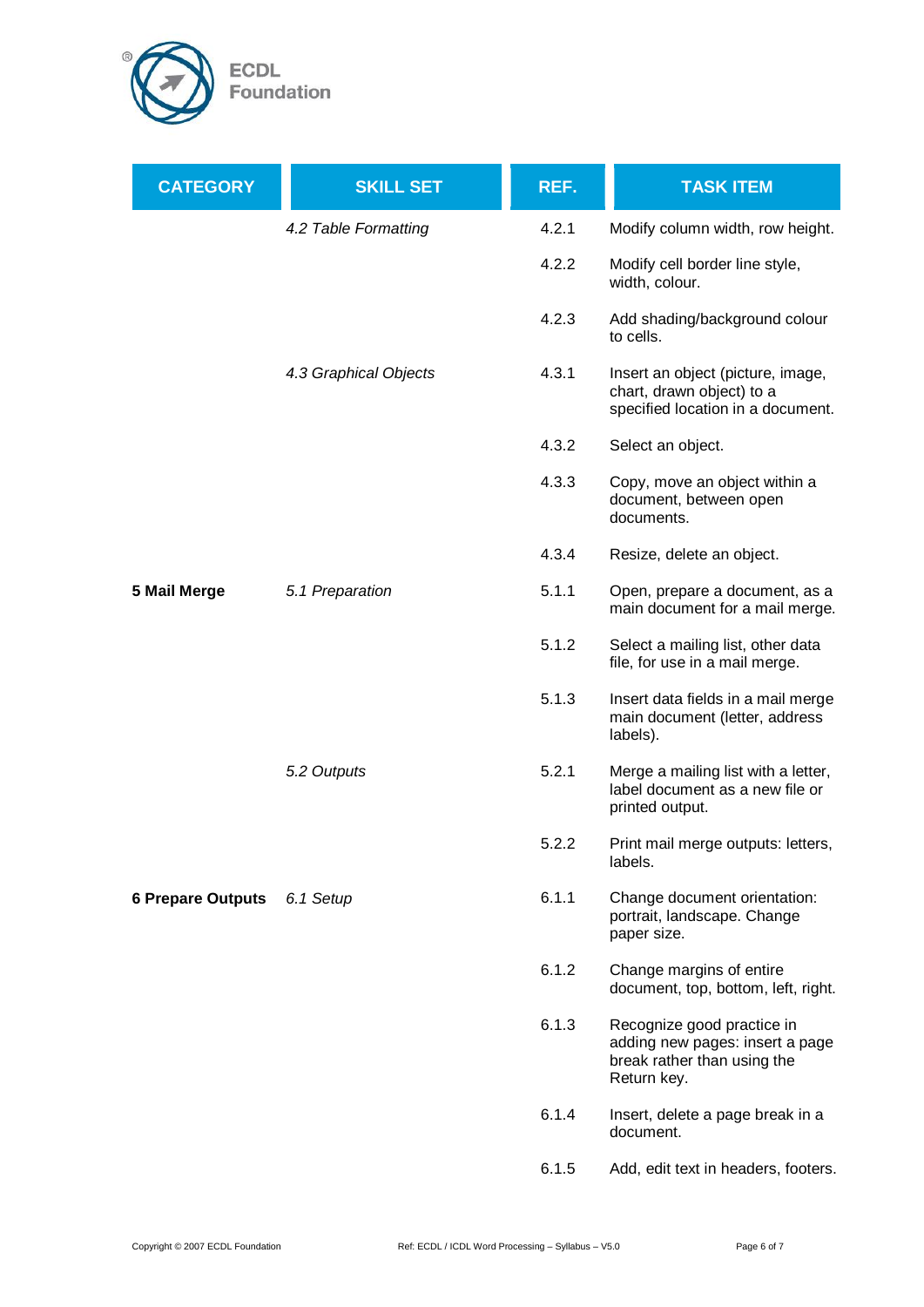| CATEGORY | SKILL SET | REF. | TASK ITEM |
|---|---|---|---|
| | *4.2 Table Formatting* | 4.2.1 | Modify column width, row height. |
| | | 4.2.2 | Modify cell border line style, width, colour. |
| | | 4.2.3 | Add shading/background colour to cells. |
| | *4.3 Graphical Objects* | 4.3.1 | Insert an object (picture, image, chart, drawn object) to a specified location in a document. |
| | | 4.3.2 | Select an object. |
| | | 4.3.3 | Copy, move an object within a document, between open documents. |
| | | 4.3.4 | Resize, delete an object. |
| **5 Mail Merge** | *5.1 Preparation* | 5.1.1 | Open, prepare a document, as a main document for a mail merge. |
| | | 5.1.2 | Select a mailing list, other data file, for use in a mail merge. |
| | | 5.1.3 | Insert data fields in a mail merge main document (letter, address labels). |
| | *5.2 Outputs* | 5.2.1 | Merge a mailing list with a letter, label document as a new file or printed output. |
| | | 5.2.2 | Print mail merge outputs: letters, labels. |
| **6 Prepare Outputs** | *6.1 Setup* | 6.1.1 | Change document orientation: portrait, landscape. Change paper size. |
| | | 6.1.2 | Change margins of entire document, top, bottom, left, right. |
| | | 6.1.3 | Recognize good practice in adding new pages: insert a page break rather than using the Return key. |
| | | 6.1.4 | Insert, delete a page break in a document. |
| | | 6.1.5 | Add, edit text in headers, footers. |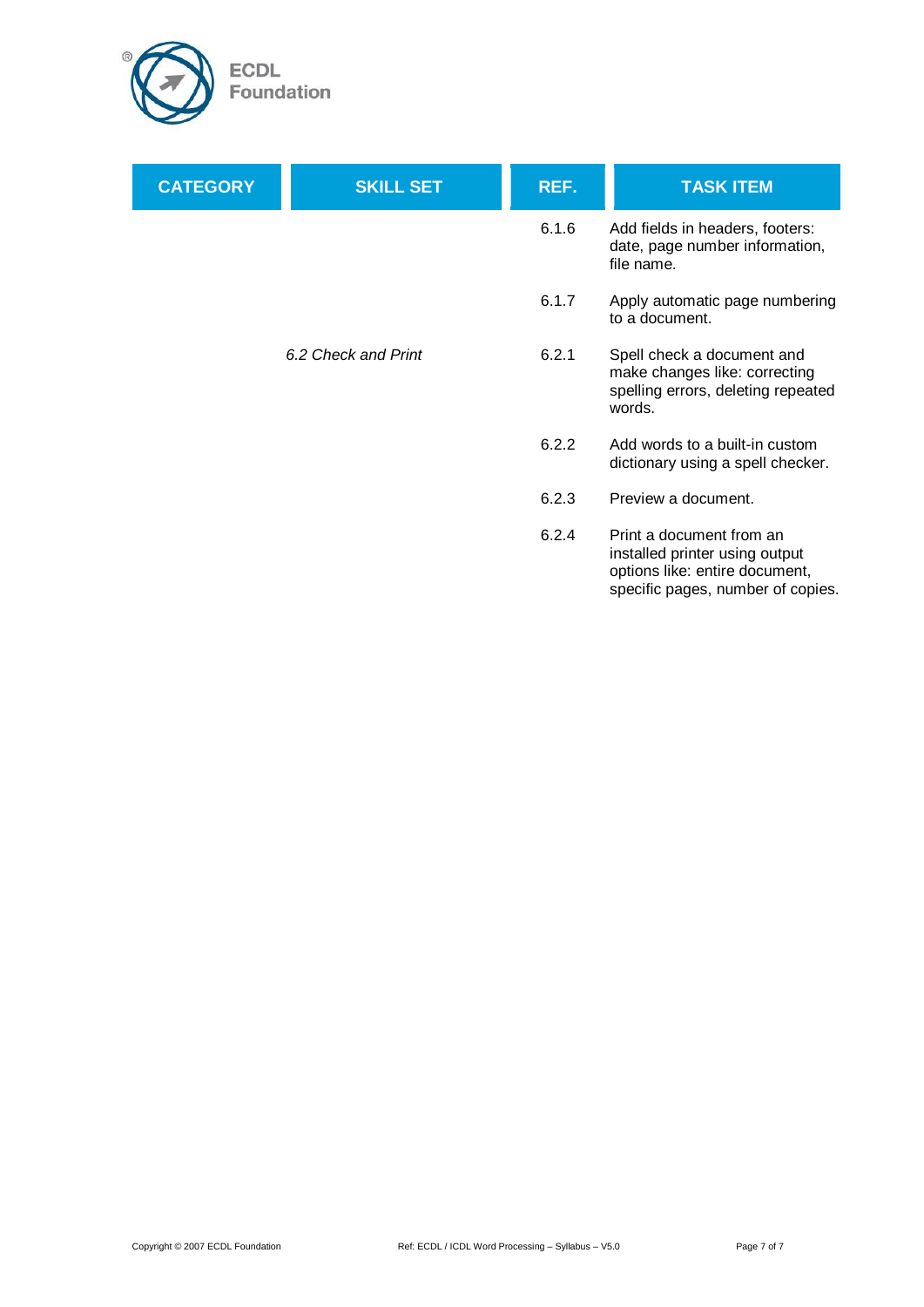| CATEGORY | SKILL SET | REF. | TASK ITEM |
|---|---|---|---|
| | | 6.1.6 | Add fields in headers, footers: date, page number information, file name. |
| | | 6.1.7 | Apply automatic page numbering to a document. |
| | *6.2 Check and Print* | 6.2.1 | Spell check a document and make changes like: correcting spelling errors, deleting repeated words. |
| | | 6.2.2 | Add words to a built-in custom dictionary using a spell checker. |
| | | 6.2.3 | Preview a document. |
| | | 6.2.4 | Print a document from an installed printer using output options like: entire document, specific pages, number of copies. |